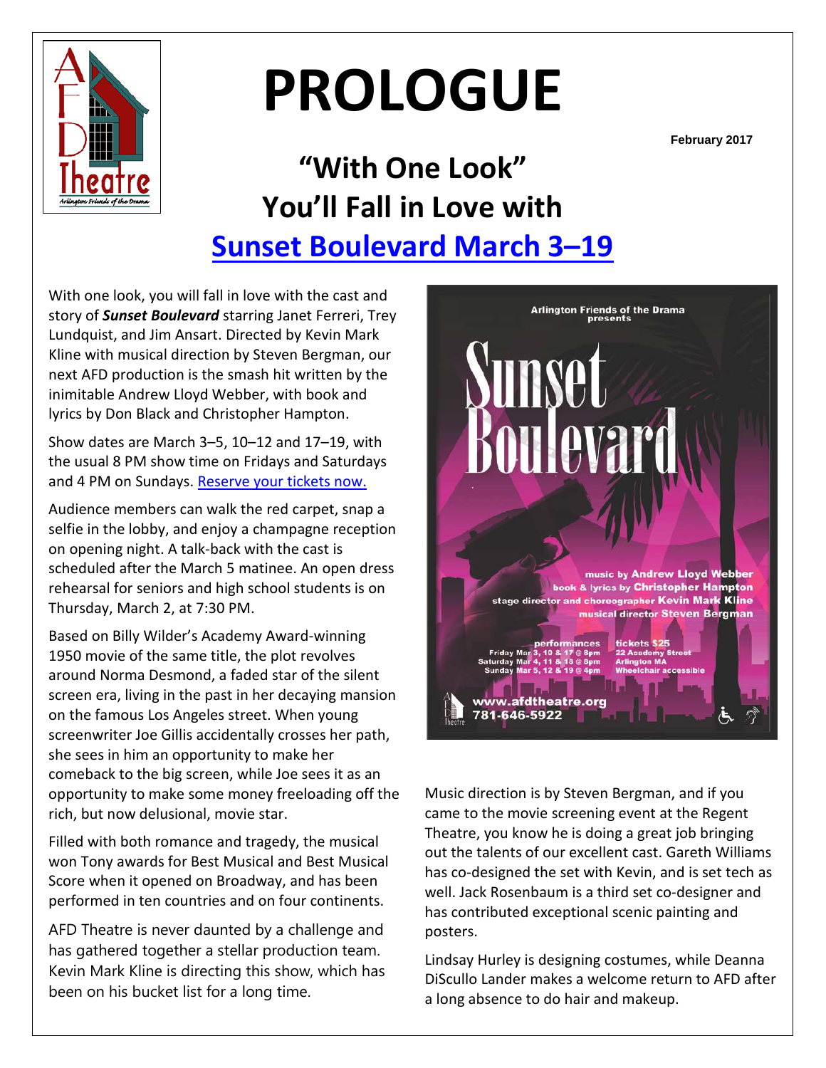// PROLOGUE

# PROLOGUE

February 2017

## "With One Look" You'll Fall in Love with

## Sunset Boulevard March 3–19

With one look, you will fall in love with the cast and story of ***Sunset Boulevard*** starring Janet Ferreri, Trey Lundquist, and Jim Ansart. Directed by Kevin Mark Kline with musical direction by Steven Bergman, our next AFD production is the smash hit written by the inimitable Andrew Lloyd Webber, with book and lyrics by Don Black and Christopher Hampton.

Show dates are March 3–5, 10–12 and 17–19, with the usual 8 PM show time on Fridays and Saturdays and 4 PM on Sundays. Reserve your tickets now.

Audience members can walk the red carpet, snap a selfie in the lobby, and enjoy a champagne reception on opening night. A talk-back with the cast is scheduled after the March 5 matinee. An open dress rehearsal for seniors and high school students is on Thursday, March 2, at 7:30 PM.

Based on Billy Wilder's Academy Award-winning 1950 movie of the same title, the plot revolves around Norma Desmond, a faded star of the silent screen era, living in the past in her decaying mansion on the famous Los Angeles street. When young screenwriter Joe Gillis accidentally crosses her path, she sees in him an opportunity to make her comeback to the big screen, while Joe sees it as an opportunity to make some money freeloading off the rich, but now delusional, movie star.

Filled with both romance and tragedy, the musical won Tony awards for Best Musical and Best Musical Score when it opened on Broadway, and has been performed in ten countries and on four continents.

AFD Theatre is never daunted by a challenge and has gathered together a stellar production team. Kevin Mark Kline is directing this show, which has been on his bucket list for a long time.

Arlington Friends of the Drama presents

Sunset Boulevard

music by Andrew Lloyd Webber
book & lyrics by Christopher Hampton
stage director and choreographer Kevin Mark Kline
musical director Steven Bergman

performances
Friday Mar 3, 10 & 17 @ 8pm
Saturday Mar 4, 11 & 18 @ 8pm
Sunday Mar 5, 12 & 19 @ 4pm

tickets $25
22 Academy Street
Arlington MA
Wheelchair accessible

www.afdtheatre.org
781-646-5922

Music direction is by Steven Bergman, and if you came to the movie screening event at the Regent Theatre, you know he is doing a great job bringing out the talents of our excellent cast. Gareth Williams has co-designed the set with Kevin, and is set tech as well. Jack Rosenbaum is a third set co-designer and has contributed exceptional scenic painting and posters.

Lindsay Hurley is designing costumes, while Deanna DiScullo Lander makes a welcome return to AFD after a long absence to do hair and makeup.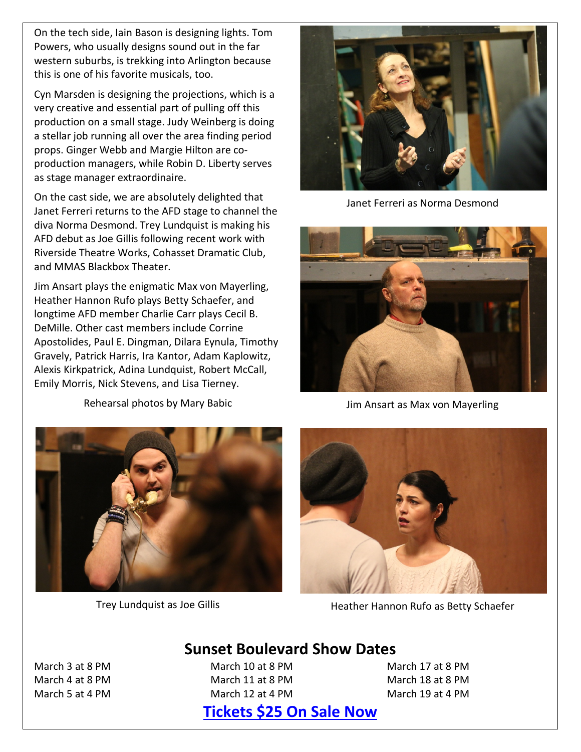On the tech side, Iain Bason is designing lights. Tom Powers, who usually designs sound out in the far western suburbs, is trekking into Arlington because this is one of his favorite musicals, too.

Cyn Marsden is designing the projections, which is a very creative and essential part of pulling off this production on a small stage. Judy Weinberg is doing a stellar job running all over the area finding period props. Ginger Webb and Margie Hilton are co-production managers, while Robin D. Liberty serves as stage manager extraordinaire.

On the cast side, we are absolutely delighted that Janet Ferreri returns to the AFD stage to channel the diva Norma Desmond. Trey Lundquist is making his AFD debut as Joe Gillis following recent work with Riverside Theatre Works, Cohasset Dramatic Club, and MMAS Blackbox Theater.

Jim Ansart plays the enigmatic Max von Mayerling, Heather Hannon Rufo plays Betty Schaefer, and longtime AFD member Charlie Carr plays Cecil B. DeMille. Other cast members include Corrine Apostolides, Paul E. Dingman, Dilara Eynula, Timothy Gravely, Patrick Harris, Ira Kantor, Adam Kaplowitz, Alexis Kirkpatrick, Adina Lundquist, Robert McCall, Emily Morris, Nick Stevens, and Lisa Tierney.

Rehearsal photos by Mary Babic

Janet Ferreri as Norma Desmond

Jim Ansart as Max von Mayerling

Trey Lundquist as Joe Gillis

Heather Hannon Rufo as Betty Schaefer

## Sunset Boulevard Show Dates

March 3 at 8 PM
March 4 at 8 PM
March 5 at 4 PM

March 10 at 8 PM
March 11 at 8 PM
March 12 at 4 PM

March 17 at 8 PM
March 18 at 8 PM
March 19 at 4 PM

**Tickets $25 On Sale Now**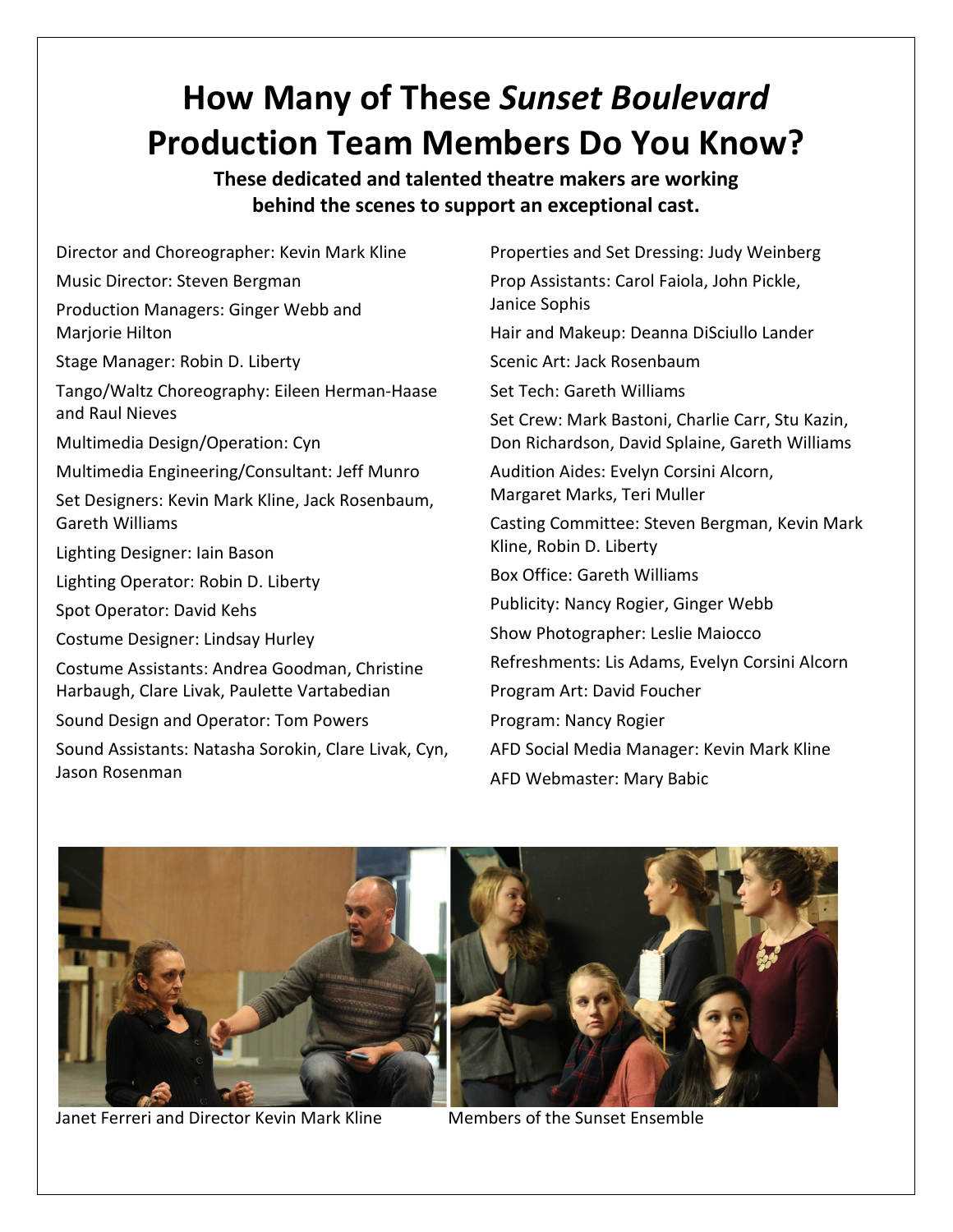# How Many of These *Sunset Boulevard* Production Team Members Do You Know?

**These dedicated and talented theatre makers are working behind the scenes to support an exceptional cast.**

Director and Choreographer: Kevin Mark Kline

Music Director: Steven Bergman

Production Managers: Ginger Webb and Marjorie Hilton

Stage Manager: Robin D. Liberty

Tango/Waltz Choreography: Eileen Herman-Haase and Raul Nieves

Multimedia Design/Operation: Cyn

Multimedia Engineering/Consultant: Jeff Munro

Set Designers: Kevin Mark Kline, Jack Rosenbaum, Gareth Williams

Lighting Designer: Iain Bason

Lighting Operator: Robin D. Liberty

Spot Operator: David Kehs

Costume Designer: Lindsay Hurley

Costume Assistants: Andrea Goodman, Christine Harbaugh, Clare Livak, Paulette Vartabedian

Sound Design and Operator: Tom Powers

Sound Assistants: Natasha Sorokin, Clare Livak, Cyn, Jason Rosenman

Properties and Set Dressing: Judy Weinberg

Prop Assistants: Carol Faiola, John Pickle, Janice Sophis

Hair and Makeup: Deanna DiSciullo Lander

Scenic Art: Jack Rosenbaum

Set Tech: Gareth Williams

Set Crew: Mark Bastoni, Charlie Carr, Stu Kazin, Don Richardson, David Splaine, Gareth Williams

Audition Aides: Evelyn Corsini Alcorn, Margaret Marks, Teri Muller

Casting Committee: Steven Bergman, Kevin Mark Kline, Robin D. Liberty

Box Office: Gareth Williams

Publicity: Nancy Rogier, Ginger Webb

Show Photographer: Leslie Maiocco

Refreshments: Lis Adams, Evelyn Corsini Alcorn

Program Art: David Foucher

Program: Nancy Rogier

AFD Social Media Manager: Kevin Mark Kline

AFD Webmaster: Mary Babic

Janet Ferreri and Director Kevin Mark Kline

Members of the Sunset Ensemble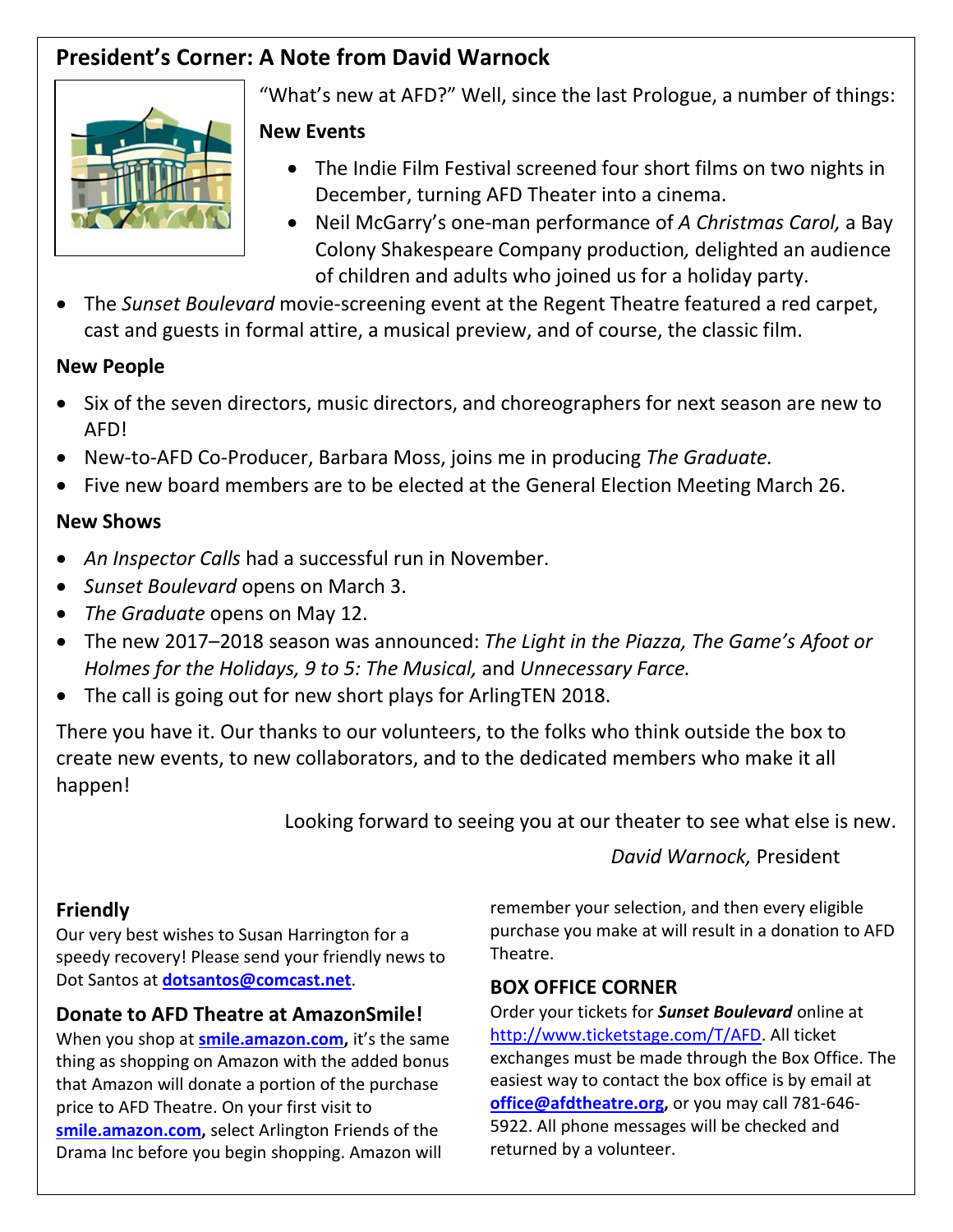## President's Corner: A Note from David Warnock

"What's new at AFD?" Well, since the last Prologue, a number of things:

### New Events

- The Indie Film Festival screened four short films on two nights in December, turning AFD Theater into a cinema.
- Neil McGarry's one-man performance of *A Christmas Carol,* a Bay Colony Shakespeare Company production*,* delighted an audience of children and adults who joined us for a holiday party.
- The *Sunset Boulevard* movie-screening event at the Regent Theatre featured a red carpet, cast and guests in formal attire, a musical preview, and of course, the classic film.

### New People

- Six of the seven directors, music directors, and choreographers for next season are new to AFD!
- New-to-AFD Co-Producer, Barbara Moss, joins me in producing *The Graduate.*
- Five new board members are to be elected at the General Election Meeting March 26.

### New Shows

- *An Inspector Calls* had a successful run in November.
- *Sunset Boulevard* opens on March 3.
- *The Graduate* opens on May 12.
- The new 2017–2018 season was announced: *The Light in the Piazza, The Game's Afoot or Holmes for the Holidays, 9 to 5: The Musical,* and *Unnecessary Farce.*
- The call is going out for new short plays for ArlingTEN 2018.

There you have it. Our thanks to our volunteers, to the folks who think outside the box to create new events, to new collaborators, and to the dedicated members who make it all happen!

Looking forward to seeing you at our theater to see what else is new.

*David Warnock,* President

### Friendly

Our very best wishes to Susan Harrington for a speedy recovery! Please send your friendly news to Dot Santos at **dotsantos@comcast.net**.

### Donate to AFD Theatre at AmazonSmile!

When you shop at **smile.amazon.com,** it's the same thing as shopping on Amazon with the added bonus that Amazon will donate a portion of the purchase price to AFD Theatre. On your first visit to **smile.amazon.com,** select Arlington Friends of the Drama Inc before you begin shopping. Amazon will remember your selection, and then every eligible purchase you make at will result in a donation to AFD Theatre.

### BOX OFFICE CORNER

Order your tickets for ***Sunset Boulevard*** online at http://www.ticketstage.com/T/AFD. All ticket exchanges must be made through the Box Office. The easiest way to contact the box office is by email at **office@afdtheatre.org,** or you may call 781-646-5922. All phone messages will be checked and returned by a volunteer.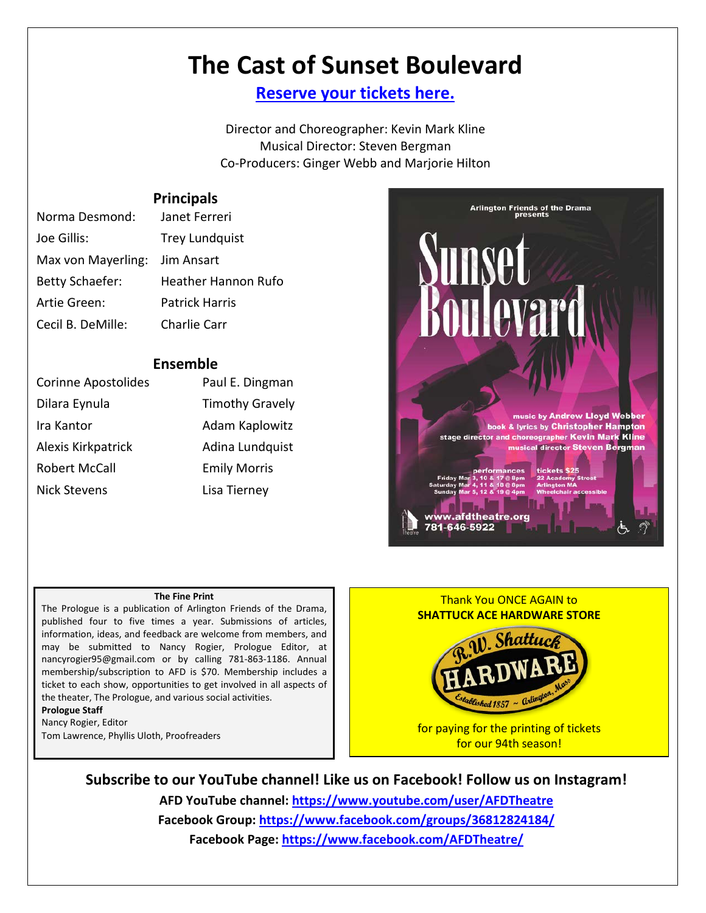# The Cast of Sunset Boulevard

**Reserve your tickets here.**

Director and Choreographer: Kevin Mark Kline
Musical Director: Steven Bergman
Co-Producers: Ginger Webb and Marjorie Hilton

## Principals

| Role | Actor |
| --- | --- |
| Norma Desmond: | Janet Ferreri |
| Joe Gillis: | Trey Lundquist |
| Max von Mayerling: | Jim Ansart |
| Betty Schaefer: | Heather Hannon Rufo |
| Artie Green: | Patrick Harris |
| Cecil B. DeMille: | Charlie Carr |

## Ensemble

| | |
| --- | --- |
| Corinne Apostolides | Paul E. Dingman |
| Dilara Eynula | Timothy Gravely |
| Ira Kantor | Adam Kaplowitz |
| Alexis Kirkpatrick | Adina Lundquist |
| Robert McCall | Emily Morris |
| Nick Stevens | Lisa Tierney |

Arlington Friends of the Drama presents

Sunset Boulevard

music by Andrew Lloyd Webber
book & lyrics by Christopher Hampton
stage director and choreographer Kevin Mark Kline
musical director Steven Bergman

performances
Friday Mar 3, 10 & 17 @ 8pm
Saturday Mar 4, 11 & 18 @ 8pm
Sunday Mar 5, 12 & 19 @ 4pm

tickets $25
22 Academy Street
Arlington MA
Wheelchair accessible

www.afdtheatre.org
781-646-5922

**The Fine Print**

The Prologue is a publication of Arlington Friends of the Drama, published four to five times a year. Submissions of articles, information, ideas, and feedback are welcome from members, and may be submitted to Nancy Rogier, Prologue Editor, at nancyrogier95@gmail.com or by calling 781-863-1186. Annual membership/subscription to AFD is $70. Membership includes a ticket to each show, opportunities to get involved in all aspects of the theater, The Prologue, and various social activities.

**Prologue Staff**
Nancy Rogier, Editor
Tom Lawrence, Phyllis Uloth, Proofreaders

Thank You ONCE AGAIN to
**SHATTUCK ACE HARDWARE STORE**

R.W. Shattuck HARDWARE Established 1857 ~ Arlington, Mass

for paying for the printing of tickets for our 94th season!

**Subscribe to our YouTube channel! Like us on Facebook! Follow us on Instagram!**

**AFD YouTube channel:** https://www.youtube.com/user/AFDTheatre
**Facebook Group:** https://www.facebook.com/groups/36812824184/
**Facebook Page:** https://www.facebook.com/AFDTheatre/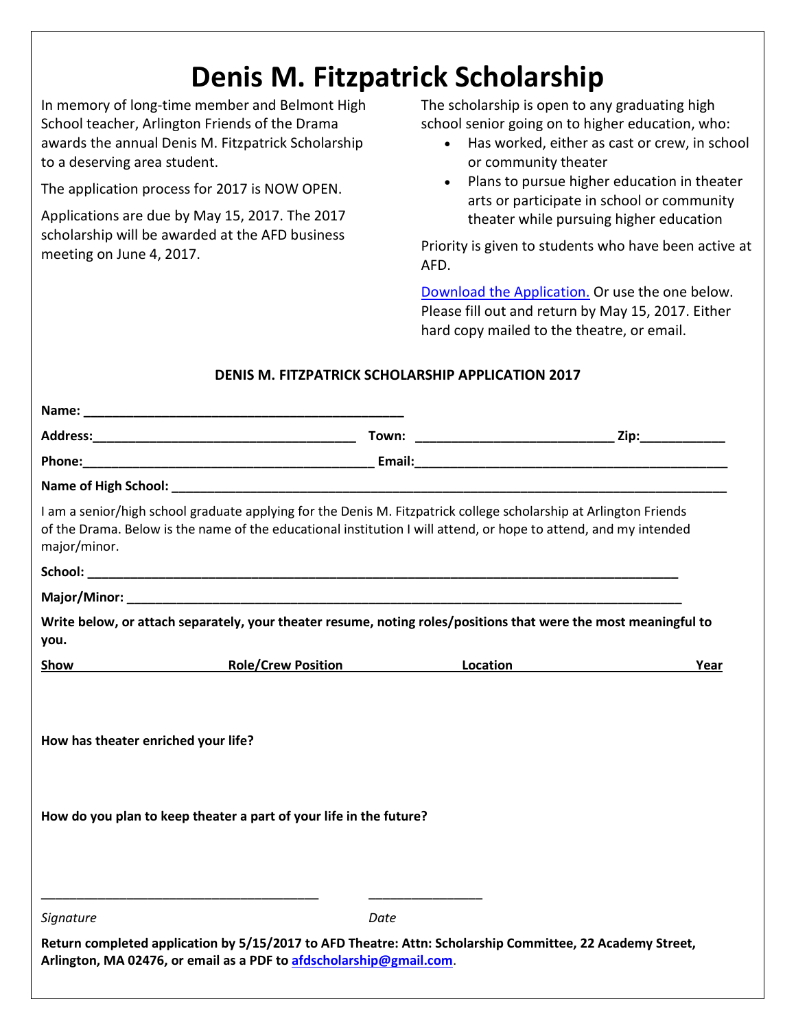# Denis M. Fitzpatrick Scholarship

In memory of long-time member and Belmont High School teacher, Arlington Friends of the Drama awards the annual Denis M. Fitzpatrick Scholarship to a deserving area student.

The application process for 2017 is NOW OPEN.

Applications are due by May 15, 2017. The 2017 scholarship will be awarded at the AFD business meeting on June 4, 2017.

The scholarship is open to any graduating high school senior going on to higher education, who:

- Has worked, either as cast or crew, in school or community theater
- Plans to pursue higher education in theater arts or participate in school or community theater while pursuing higher education

Priority is given to students who have been active at AFD.

Download the Application. Or use the one below. Please fill out and return by May 15, 2017. Either hard copy mailed to the theatre, or email.

**DENIS M. FITZPATRICK SCHOLARSHIP APPLICATION 2017**

**Name:** ______________________________________________

**Address:**_____________________________________ **Town:** ___________________________ **Zip:**___________

**Phone:**_________________________________________ **Email:**____________________________________________

**Name of High School:** ________________________________________________________________________________

I am a senior/high school graduate applying for the Denis M. Fitzpatrick college scholarship at Arlington Friends of the Drama. Below is the name of the educational institution I will attend, or hope to attend, and my intended major/minor.

**School:** _____________________________________________________________________________________

**Major/Minor:** ________________________________________________________________________________

**Write below, or attach separately, your theater resume, noting roles/positions that were the most meaningful to you.**

| Show | Role/Crew Position | Location | Year |
|---|---|---|---|
| | | | |

**How has theater enriched your life?**

**How do you plan to keep theater a part of your life in the future?**

______________________________________ ________________

*Signature* *Date*

**Return completed application by 5/15/2017 to AFD Theatre: Attn: Scholarship Committee, 22 Academy Street, Arlington, MA 02476, or email as a PDF to afdscholarship@gmail.com.**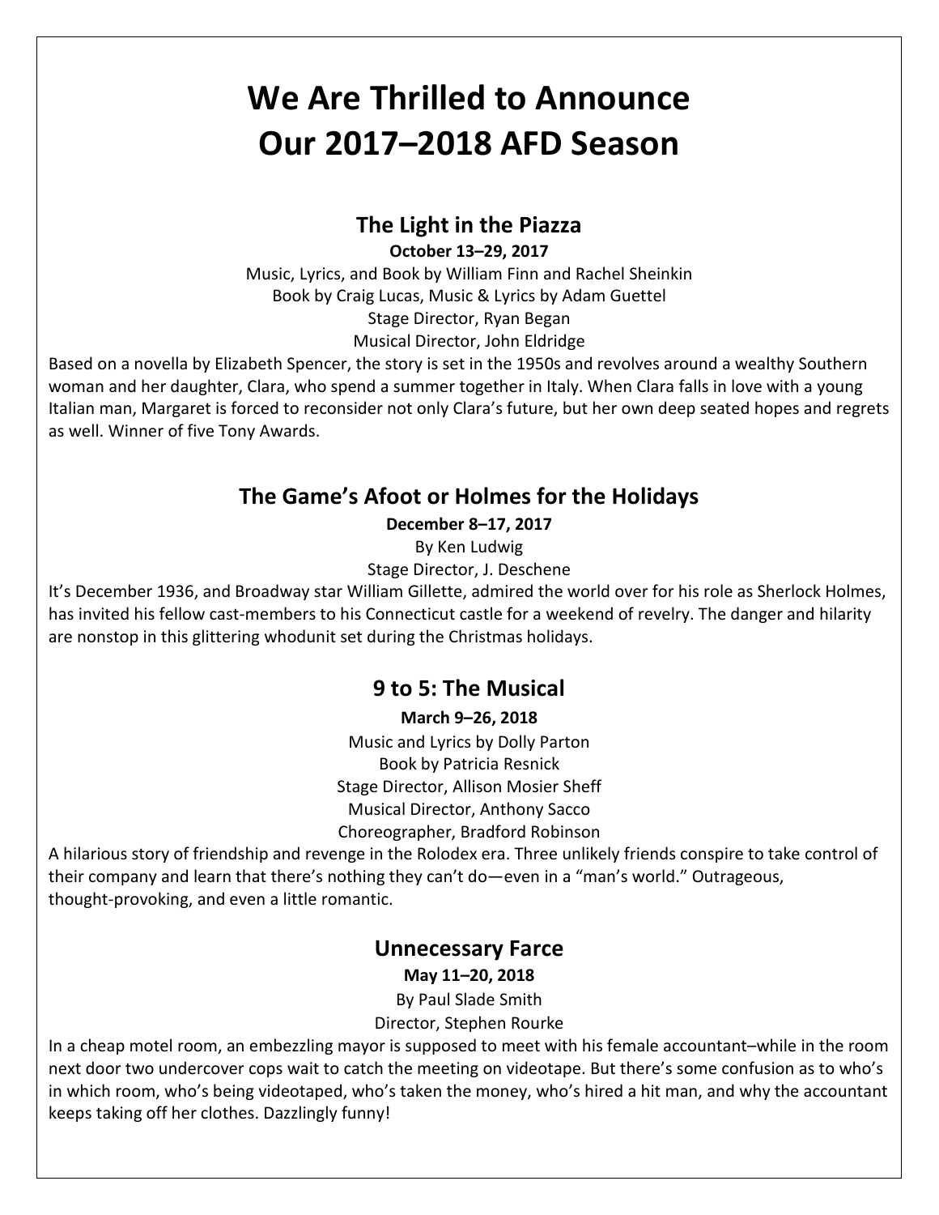# We Are Thrilled to Announce Our 2017–2018 AFD Season

## The Light in the Piazza

**October 13–29, 2017**

Music, Lyrics, and Book by William Finn and Rachel Sheinkin
Book by Craig Lucas, Music & Lyrics by Adam Guettel
Stage Director, Ryan Began
Musical Director, John Eldridge

Based on a novella by Elizabeth Spencer, the story is set in the 1950s and revolves around a wealthy Southern woman and her daughter, Clara, who spend a summer together in Italy. When Clara falls in love with a young Italian man, Margaret is forced to reconsider not only Clara's future, but her own deep seated hopes and regrets as well. Winner of five Tony Awards.

## The Game's Afoot or Holmes for the Holidays

**December 8–17, 2017**

By Ken Ludwig
Stage Director, J. Deschene

It's December 1936, and Broadway star William Gillette, admired the world over for his role as Sherlock Holmes, has invited his fellow cast-members to his Connecticut castle for a weekend of revelry. The danger and hilarity are nonstop in this glittering whodunit set during the Christmas holidays.

## 9 to 5: The Musical

**March 9–26, 2018**

Music and Lyrics by Dolly Parton
Book by Patricia Resnick
Stage Director, Allison Mosier Sheff
Musical Director, Anthony Sacco
Choreographer, Bradford Robinson

A hilarious story of friendship and revenge in the Rolodex era. Three unlikely friends conspire to take control of their company and learn that there's nothing they can't do—even in a "man's world." Outrageous, thought-provoking, and even a little romantic.

## Unnecessary Farce

**May 11–20, 2018**

By Paul Slade Smith
Director, Stephen Rourke

In a cheap motel room, an embezzling mayor is supposed to meet with his female accountant–while in the room next door two undercover cops wait to catch the meeting on videotape. But there's some confusion as to who's in which room, who's being videotaped, who's taken the money, who's hired a hit man, and why the accountant keeps taking off her clothes. Dazzlingly funny!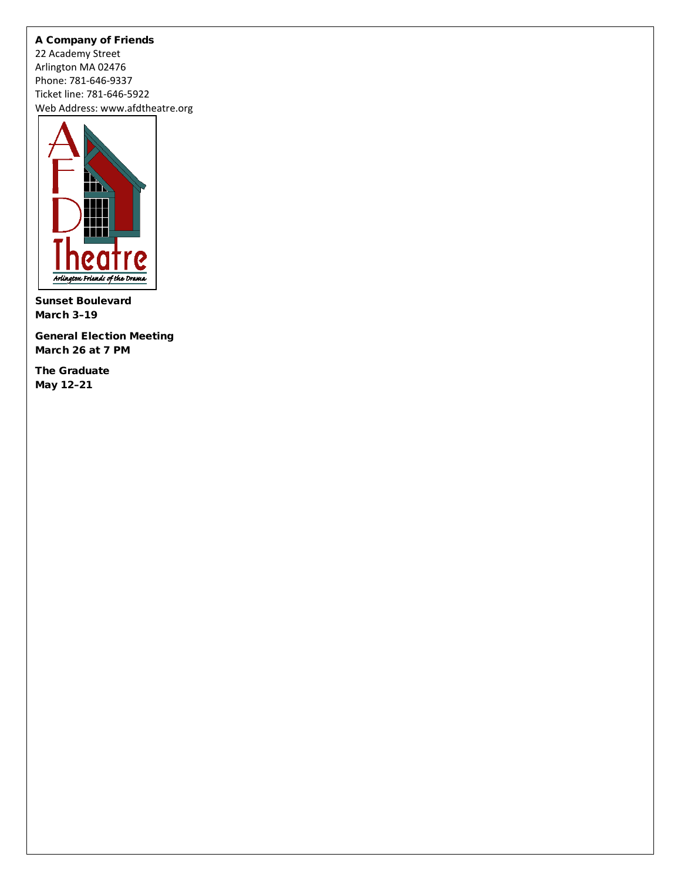**A Company of Friends**
22 Academy Street
Arlington MA 02476
Phone: 781-646-9337
Ticket line: 781-646-5922
Web Address: www.afdtheatre.org

**Sunset Boulevard**
**March 3–19**

**General Election Meeting**
**March 26 at 7 PM**

**The Graduate**
**May 12–21**